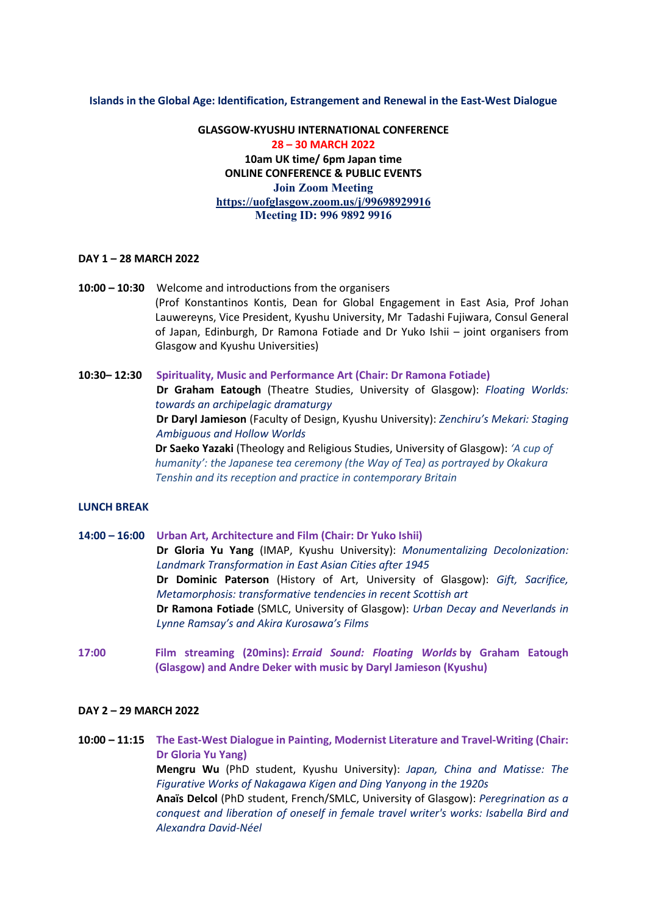**Islands in the Global Age: Identification, Estrangement and Renewal in the East-West Dialogue**

**GLASGOW-KYUSHU INTERNATIONAL CONFERENCE**
**28 – 30 MARCH 2022**
**10am UK time/ 6pm Japan time**
**ONLINE CONFERENCE & PUBLIC EVENTS**
**Join Zoom Meeting**
**https://uofglasgow.zoom.us/j/99698929916**
**Meeting ID: 996 9892 9916**

**DAY 1 – 28 MARCH 2022**

**10:00 – 10:30** Welcome and introductions from the organisers
(Prof Konstantinos Kontis, Dean for Global Engagement in East Asia, Prof Johan Lauwereyns, Vice President, Kyushu University, Mr Tadashi Fujiwara, Consul General of Japan, Edinburgh, Dr Ramona Fotiade and Dr Yuko Ishii – joint organisers from Glasgow and Kyushu Universities)

**10:30– 12:30** **Spirituality, Music and Performance Art (Chair: Dr Ramona Fotiade)**
**Dr Graham Eatough** (Theatre Studies, University of Glasgow): *Floating Worlds: towards an archipelagic dramaturgy*
**Dr Daryl Jamieson** (Faculty of Design, Kyushu University): *Zenchiru's Mekari: Staging Ambiguous and Hollow Worlds*
**Dr Saeko Yazaki** (Theology and Religious Studies, University of Glasgow): *'A cup of humanity': the Japanese tea ceremony (the Way of Tea) as portrayed by Okakura Tenshin and its reception and practice in contemporary Britain*

**LUNCH BREAK**

**14:00 – 16:00** **Urban Art, Architecture and Film (Chair: Dr Yuko Ishii)**
**Dr Gloria Yu Yang** (IMAP, Kyushu University): *Monumentalizing Decolonization: Landmark Transformation in East Asian Cities after 1945*
**Dr Dominic Paterson** (History of Art, University of Glasgow): *Gift, Sacrifice, Metamorphosis: transformative tendencies in recent Scottish art*
**Dr Ramona Fotiade** (SMLC, University of Glasgow): *Urban Decay and Neverlands in Lynne Ramsay's and Akira Kurosawa's Films*

**17:00** **Film streaming (20mins):** ***Erraid Sound: Floating Worlds*** **by Graham Eatough (Glasgow) and Andre Deker with music by Daryl Jamieson (Kyushu)**

**DAY 2 – 29 MARCH 2022**

**10:00 – 11:15** **The East-West Dialogue in Painting, Modernist Literature and Travel-Writing (Chair: Dr Gloria Yu Yang)**
**Mengru Wu** (PhD student, Kyushu University): *Japan, China and Matisse: The Figurative Works of Nakagawa Kigen and Ding Yanyong in the 1920s*
**Anaïs Delcol** (PhD student, French/SMLC, University of Glasgow): *Peregrination as a conquest and liberation of oneself in female travel writer's works: Isabella Bird and Alexandra David-Néel*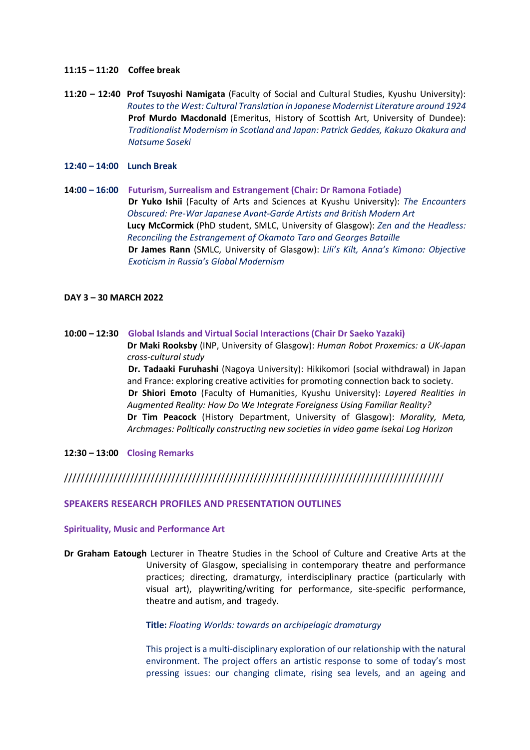**11:15 – 11:20 Coffee break**

**11:20 – 12:40** **Prof Tsuyoshi Namigata** (Faculty of Social and Cultural Studies, Kyushu University): *Routes to the West: Cultural Translation in Japanese Modernist Literature around 1924*
**Prof Murdo Macdonald** (Emeritus, History of Scottish Art, University of Dundee): *Traditionalist Modernism in Scotland and Japan: Patrick Geddes, Kakuzo Okakura and Natsume Soseki*

**12:40 – 14:00 Lunch Break**

**14:00 – 16:00** **Futurism, Surrealism and Estrangement (Chair: Dr Ramona Fotiade)**
**Dr Yuko Ishii** (Faculty of Arts and Sciences at Kyushu University): *The Encounters Obscured: Pre-War Japanese Avant-Garde Artists and British Modern Art*
**Lucy McCormick** (PhD student, SMLC, University of Glasgow): *Zen and the Headless: Reconciling the Estrangement of Okamoto Taro and Georges Bataille*
**Dr James Rann** (SMLC, University of Glasgow): *Lili's Kilt, Anna's Kimono: Objective Exoticism in Russia's Global Modernism*

**DAY 3 – 30 MARCH 2022**

**10:00 – 12:30** **Global Islands and Virtual Social Interactions (Chair Dr Saeko Yazaki)**
**Dr Maki Rooksby** (INP, University of Glasgow): *Human Robot Proxemics: a UK-Japan cross-cultural study*
**Dr. Tadaaki Furuhashi** (Nagoya University): Hikikomori (social withdrawal) in Japan and France: exploring creative activities for promoting connection back to society.
**Dr Shiori Emoto** (Faculty of Humanities, Kyushu University): *Layered Realities in Augmented Reality: How Do We Integrate Foreigness Using Familiar Reality?*
**Dr Tim Peacock** (History Department, University of Glasgow): *Morality, Meta, Archmages: Politically constructing new societies in video game Isekai Log Horizon*

**12:30 – 13:00 Closing Remarks**

////////////////////////////////////////////////////////////////////////////////////////

## SPEAKERS RESEARCH PROFILES AND PRESENTATION OUTLINES

### Spirituality, Music and Performance Art

**Dr Graham Eatough** Lecturer in Theatre Studies in the School of Culture and Creative Arts at the University of Glasgow, specialising in contemporary theatre and performance practices; directing, dramaturgy, interdisciplinary practice (particularly with visual art), playwriting/writing for performance, site-specific performance, theatre and autism, and tragedy.

**Title:** *Floating Worlds: towards an archipelagic dramaturgy*

This project is a multi-disciplinary exploration of our relationship with the natural environment. The project offers an artistic response to some of today's most pressing issues: our changing climate, rising sea levels, and an ageing and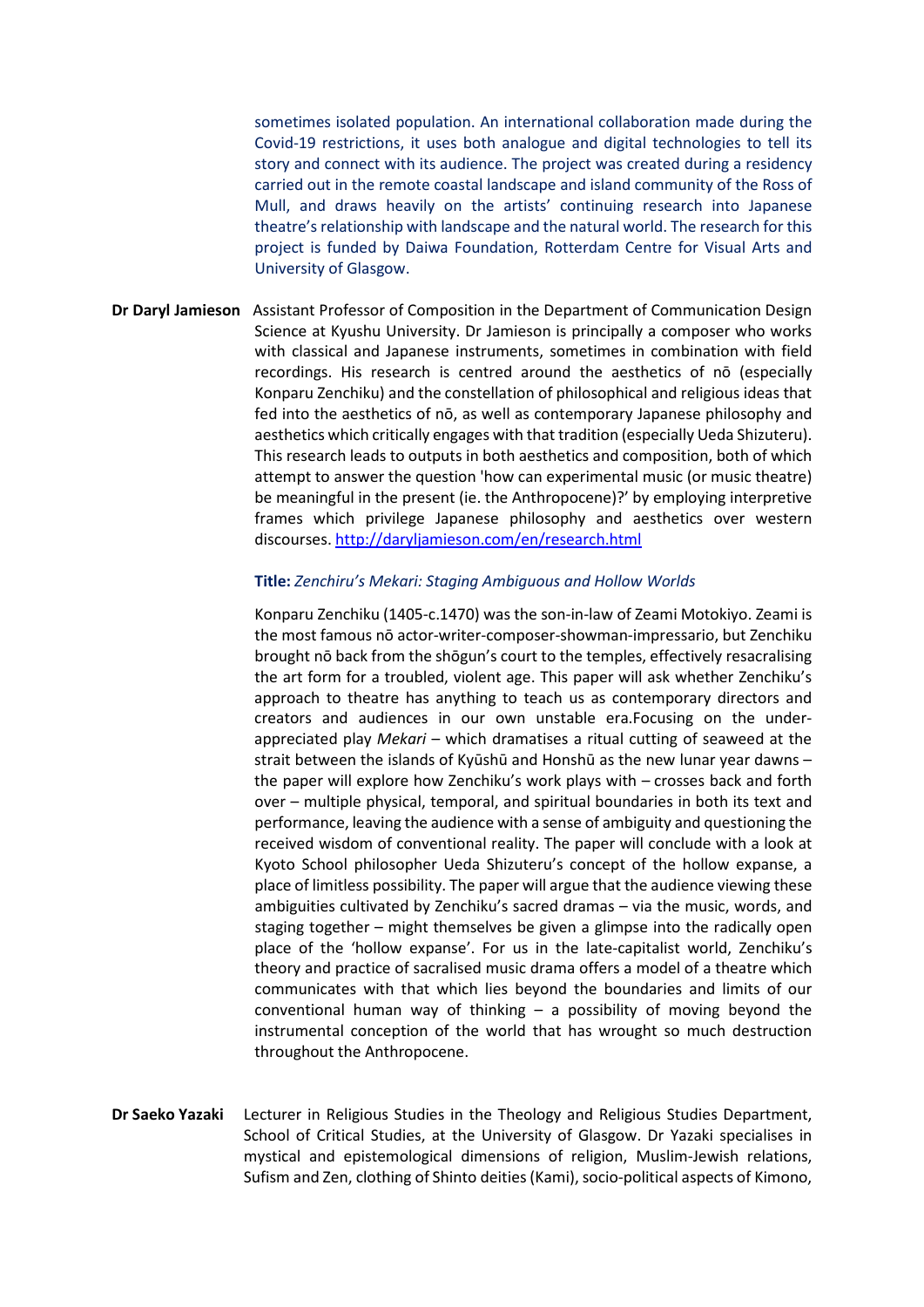sometimes isolated population. An international collaboration made during the Covid-19 restrictions, it uses both analogue and digital technologies to tell its story and connect with its audience. The project was created during a residency carried out in the remote coastal landscape and island community of the Ross of Mull, and draws heavily on the artists' continuing research into Japanese theatre's relationship with landscape and the natural world. The research for this project is funded by Daiwa Foundation, Rotterdam Centre for Visual Arts and University of Glasgow.

**Dr Daryl Jamieson** Assistant Professor of Composition in the Department of Communication Design Science at Kyushu University. Dr Jamieson is principally a composer who works with classical and Japanese instruments, sometimes in combination with field recordings. His research is centred around the aesthetics of nō (especially Konparu Zenchiku) and the constellation of philosophical and religious ideas that fed into the aesthetics of nō, as well as contemporary Japanese philosophy and aesthetics which critically engages with that tradition (especially Ueda Shizuteru). This research leads to outputs in both aesthetics and composition, both of which attempt to answer the question 'how can experimental music (or music theatre) be meaningful in the present (ie. the Anthropocene)?' by employing interpretive frames which privilege Japanese philosophy and aesthetics over western discourses. http://daryljamieson.com/en/research.html

**Title:** *Zenchiru's Mekari: Staging Ambiguous and Hollow Worlds*

Konparu Zenchiku (1405-c.1470) was the son-in-law of Zeami Motokiyo. Zeami is the most famous nō actor-writer-composer-showman-impressario, but Zenchiku brought nō back from the shōgun's court to the temples, effectively resacralising the art form for a troubled, violent age. This paper will ask whether Zenchiku's approach to theatre has anything to teach us as contemporary directors and creators and audiences in our own unstable era.Focusing on the under-appreciated play *Mekari* – which dramatises a ritual cutting of seaweed at the strait between the islands of Kyūshū and Honshū as the new lunar year dawns – the paper will explore how Zenchiku's work plays with – crosses back and forth over – multiple physical, temporal, and spiritual boundaries in both its text and performance, leaving the audience with a sense of ambiguity and questioning the received wisdom of conventional reality. The paper will conclude with a look at Kyoto School philosopher Ueda Shizuteru's concept of the hollow expanse, a place of limitless possibility. The paper will argue that the audience viewing these ambiguities cultivated by Zenchiku's sacred dramas – via the music, words, and staging together – might themselves be given a glimpse into the radically open place of the 'hollow expanse'. For us in the late-capitalist world, Zenchiku's theory and practice of sacralised music drama offers a model of a theatre which communicates with that which lies beyond the boundaries and limits of our conventional human way of thinking – a possibility of moving beyond the instrumental conception of the world that has wrought so much destruction throughout the Anthropocene.

**Dr Saeko Yazaki** Lecturer in Religious Studies in the Theology and Religious Studies Department, School of Critical Studies, at the University of Glasgow. Dr Yazaki specialises in mystical and epistemological dimensions of religion, Muslim-Jewish relations, Sufism and Zen, clothing of Shinto deities (Kami), socio-political aspects of Kimono,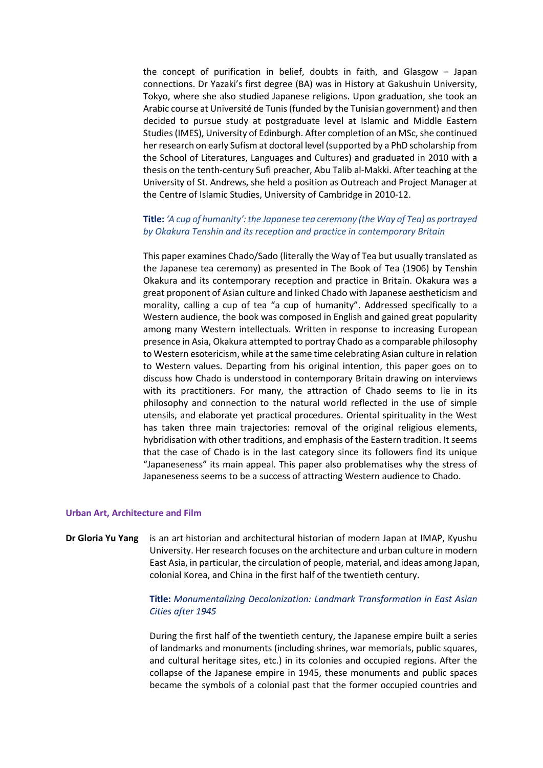the concept of purification in belief, doubts in faith, and Glasgow – Japan connections. Dr Yazaki's first degree (BA) was in History at Gakushuin University, Tokyo, where she also studied Japanese religions. Upon graduation, she took an Arabic course at Université de Tunis (funded by the Tunisian government) and then decided to pursue study at postgraduate level at Islamic and Middle Eastern Studies (IMES), University of Edinburgh. After completion of an MSc, she continued her research on early Sufism at doctoral level (supported by a PhD scholarship from the School of Literatures, Languages and Cultures) and graduated in 2010 with a thesis on the tenth-century Sufi preacher, Abu Talib al-Makki. After teaching at the University of St. Andrews, she held a position as Outreach and Project Manager at the Centre of Islamic Studies, University of Cambridge in 2010-12.

**Title:** *'A cup of humanity': the Japanese tea ceremony (the Way of Tea) as portrayed by Okakura Tenshin and its reception and practice in contemporary Britain*

This paper examines Chado/Sado (literally the Way of Tea but usually translated as the Japanese tea ceremony) as presented in The Book of Tea (1906) by Tenshin Okakura and its contemporary reception and practice in Britain. Okakura was a great proponent of Asian culture and linked Chado with Japanese aestheticism and morality, calling a cup of tea "a cup of humanity". Addressed specifically to a Western audience, the book was composed in English and gained great popularity among many Western intellectuals. Written in response to increasing European presence in Asia, Okakura attempted to portray Chado as a comparable philosophy to Western esotericism, while at the same time celebrating Asian culture in relation to Western values. Departing from his original intention, this paper goes on to discuss how Chado is understood in contemporary Britain drawing on interviews with its practitioners. For many, the attraction of Chado seems to lie in its philosophy and connection to the natural world reflected in the use of simple utensils, and elaborate yet practical procedures. Oriental spirituality in the West has taken three main trajectories: removal of the original religious elements, hybridisation with other traditions, and emphasis of the Eastern tradition. It seems that the case of Chado is in the last category since its followers find its unique "Japaneseness" its main appeal. This paper also problematises why the stress of Japaneseness seems to be a success of attracting Western audience to Chado.

## Urban Art, Architecture and Film

**Dr Gloria Yu Yang** is an art historian and architectural historian of modern Japan at IMAP, Kyushu University. Her research focuses on the architecture and urban culture in modern East Asia, in particular, the circulation of people, material, and ideas among Japan, colonial Korea, and China in the first half of the twentieth century.

**Title:** *Monumentalizing Decolonization: Landmark Transformation in East Asian Cities after 1945*

During the first half of the twentieth century, the Japanese empire built a series of landmarks and monuments (including shrines, war memorials, public squares, and cultural heritage sites, etc.) in its colonies and occupied regions. After the collapse of the Japanese empire in 1945, these monuments and public spaces became the symbols of a colonial past that the former occupied countries and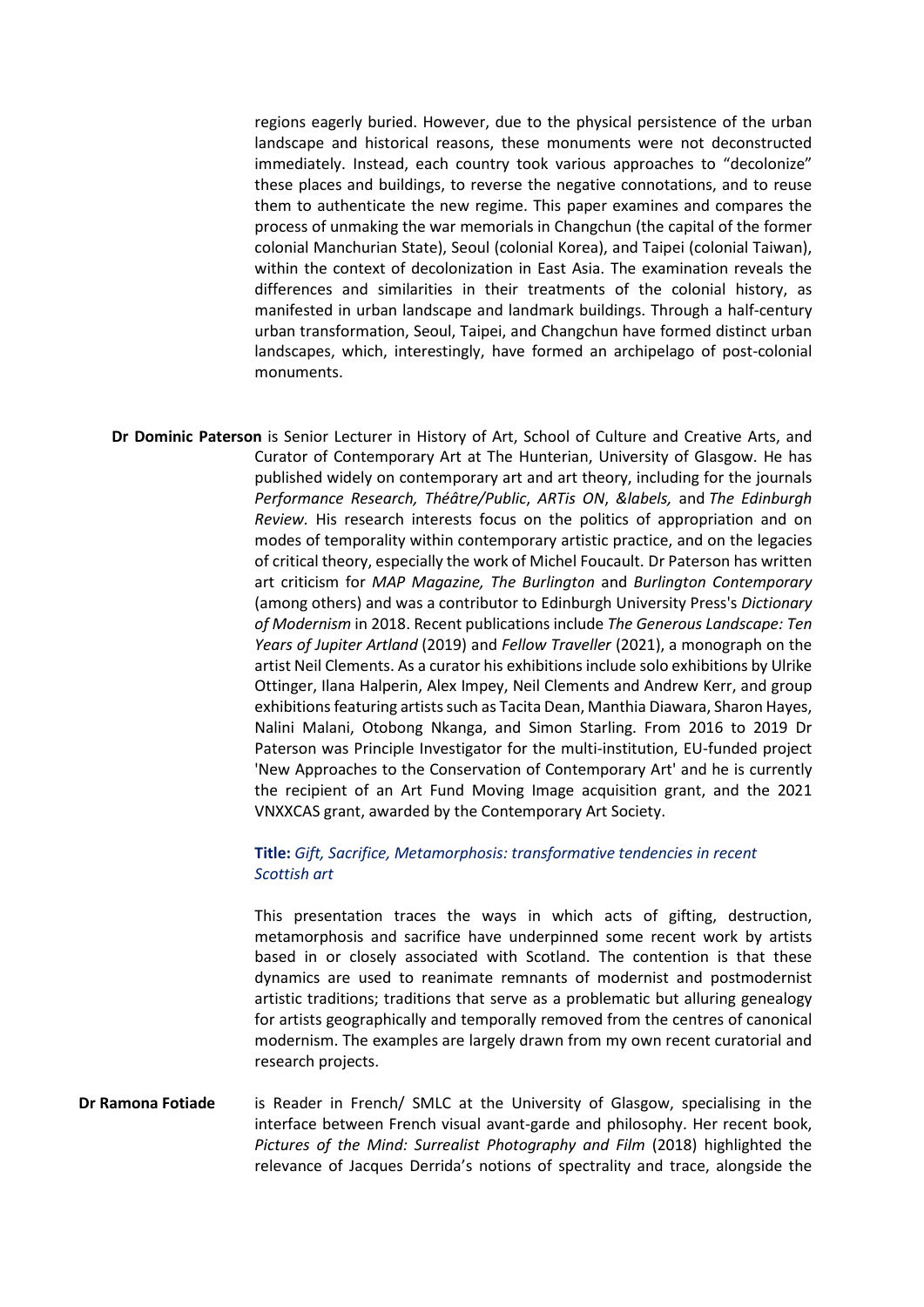regions eagerly buried. However, due to the physical persistence of the urban landscape and historical reasons, these monuments were not deconstructed immediately. Instead, each country took various approaches to "decolonize" these places and buildings, to reverse the negative connotations, and to reuse them to authenticate the new regime. This paper examines and compares the process of unmaking the war memorials in Changchun (the capital of the former colonial Manchurian State), Seoul (colonial Korea), and Taipei (colonial Taiwan), within the context of decolonization in East Asia. The examination reveals the differences and similarities in their treatments of the colonial history, as manifested in urban landscape and landmark buildings. Through a half-century urban transformation, Seoul, Taipei, and Changchun have formed distinct urban landscapes, which, interestingly, have formed an archipelago of post-colonial monuments.

**Dr Dominic Paterson** is Senior Lecturer in History of Art, School of Culture and Creative Arts, and Curator of Contemporary Art at The Hunterian, University of Glasgow. He has published widely on contemporary art and art theory, including for the journals *Performance Research, Théâtre/Public*, *ARTis ON*, *&labels,* and *The Edinburgh Review.* His research interests focus on the politics of appropriation and on modes of temporality within contemporary artistic practice, and on the legacies of critical theory, especially the work of Michel Foucault. Dr Paterson has written art criticism for *MAP Magazine, The Burlington* and *Burlington Contemporary* (among others) and was a contributor to Edinburgh University Press's *Dictionary of Modernism* in 2018. Recent publications include *The Generous Landscape: Ten Years of Jupiter Artland* (2019) and *Fellow Traveller* (2021), a monograph on the artist Neil Clements. As a curator his exhibitions include solo exhibitions by Ulrike Ottinger, Ilana Halperin, Alex Impey, Neil Clements and Andrew Kerr, and group exhibitions featuring artists such as Tacita Dean, Manthia Diawara, Sharon Hayes, Nalini Malani, Otobong Nkanga, and Simon Starling. From 2016 to 2019 Dr Paterson was Principle Investigator for the multi-institution, EU-funded project 'New Approaches to the Conservation of Contemporary Art' and he is currently the recipient of an Art Fund Moving Image acquisition grant, and the 2021 VNXXCAS grant, awarded by the Contemporary Art Society.

**Title:** *Gift, Sacrifice, Metamorphosis: transformative tendencies in recent Scottish art*

This presentation traces the ways in which acts of gifting, destruction, metamorphosis and sacrifice have underpinned some recent work by artists based in or closely associated with Scotland. The contention is that these dynamics are used to reanimate remnants of modernist and postmodernist artistic traditions; traditions that serve as a problematic but alluring genealogy for artists geographically and temporally removed from the centres of canonical modernism. The examples are largely drawn from my own recent curatorial and research projects.

**Dr Ramona Fotiade** is Reader in French/ SMLC at the University of Glasgow, specialising in the interface between French visual avant-garde and philosophy. Her recent book, *Pictures of the Mind: Surrealist Photography and Film* (2018) highlighted the relevance of Jacques Derrida's notions of spectrality and trace, alongside the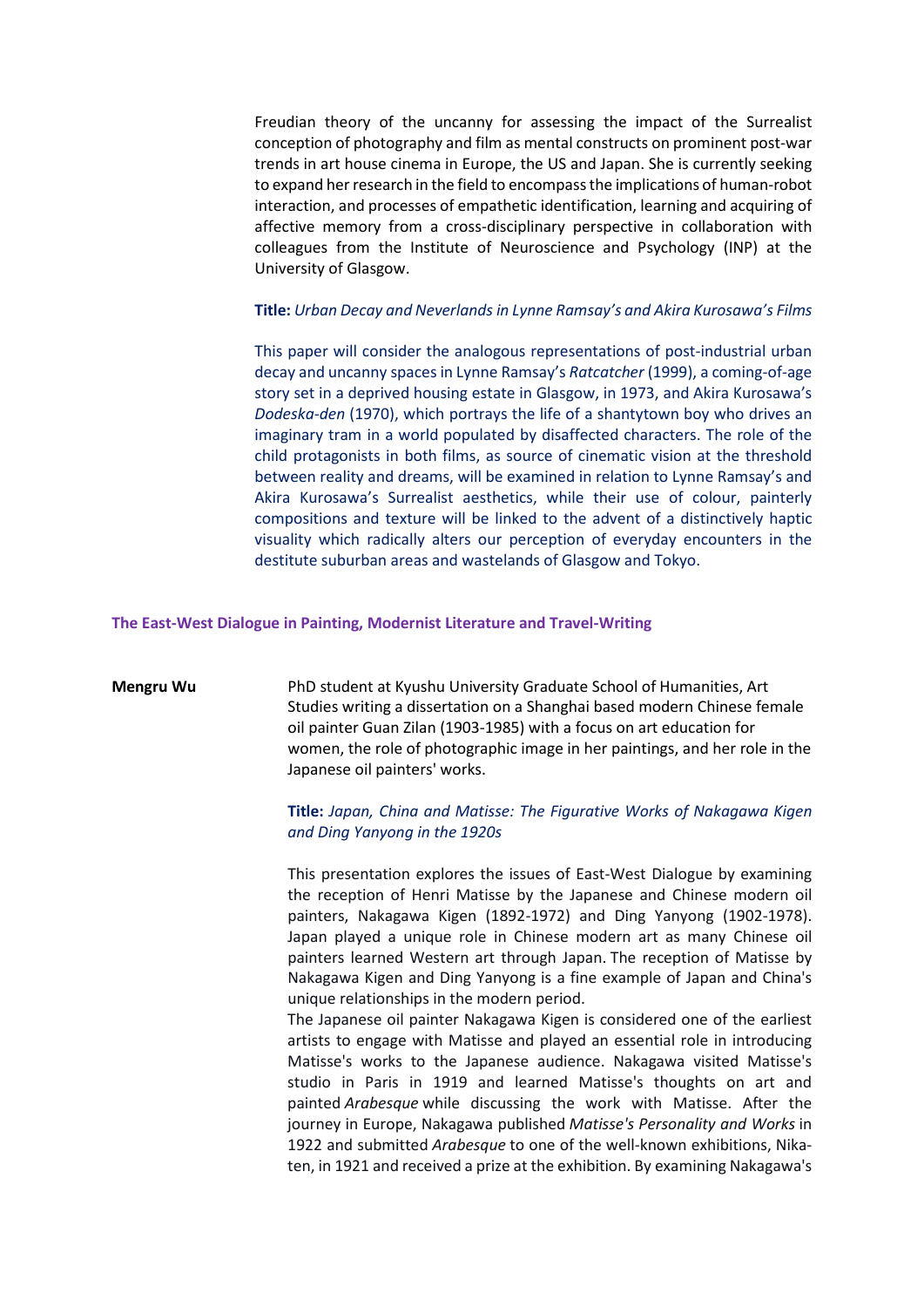Freudian theory of the uncanny for assessing the impact of the Surrealist conception of photography and film as mental constructs on prominent post-war trends in art house cinema in Europe, the US and Japan. She is currently seeking to expand her research in the field to encompass the implications of human-robot interaction, and processes of empathetic identification, learning and acquiring of affective memory from a cross-disciplinary perspective in collaboration with colleagues from the Institute of Neuroscience and Psychology (INP) at the University of Glasgow.

**Title:** *Urban Decay and Neverlands in Lynne Ramsay's and Akira Kurosawa's Films*

This paper will consider the analogous representations of post-industrial urban decay and uncanny spaces in Lynne Ramsay's *Ratcatcher* (1999), a coming-of-age story set in a deprived housing estate in Glasgow, in 1973, and Akira Kurosawa's *Dodeska-den* (1970), which portrays the life of a shantytown boy who drives an imaginary tram in a world populated by disaffected characters. The role of the child protagonists in both films, as source of cinematic vision at the threshold between reality and dreams, will be examined in relation to Lynne Ramsay's and Akira Kurosawa's Surrealist aesthetics, while their use of colour, painterly compositions and texture will be linked to the advent of a distinctively haptic visuality which radically alters our perception of everyday encounters in the destitute suburban areas and wastelands of Glasgow and Tokyo.

## The East-West Dialogue in Painting, Modernist Literature and Travel-Writing

**Mengru Wu**

PhD student at Kyushu University Graduate School of Humanities, Art Studies writing a dissertation on a Shanghai based modern Chinese female oil painter Guan Zilan (1903-1985) with a focus on art education for women, the role of photographic image in her paintings, and her role in the Japanese oil painters' works.

**Title:** *Japan, China and Matisse: The Figurative Works of Nakagawa Kigen and Ding Yanyong in the 1920s*

This presentation explores the issues of East-West Dialogue by examining the reception of Henri Matisse by the Japanese and Chinese modern oil painters, Nakagawa Kigen (1892-1972) and Ding Yanyong (1902-1978). Japan played a unique role in Chinese modern art as many Chinese oil painters learned Western art through Japan. The reception of Matisse by Nakagawa Kigen and Ding Yanyong is a fine example of Japan and China's unique relationships in the modern period.

The Japanese oil painter Nakagawa Kigen is considered one of the earliest artists to engage with Matisse and played an essential role in introducing Matisse's works to the Japanese audience. Nakagawa visited Matisse's studio in Paris in 1919 and learned Matisse's thoughts on art and painted *Arabesque* while discussing the work with Matisse. After the journey in Europe, Nakagawa published *Matisse's Personality and Works* in 1922 and submitted *Arabesque* to one of the well-known exhibitions, Nika-ten, in 1921 and received a prize at the exhibition. By examining Nakagawa's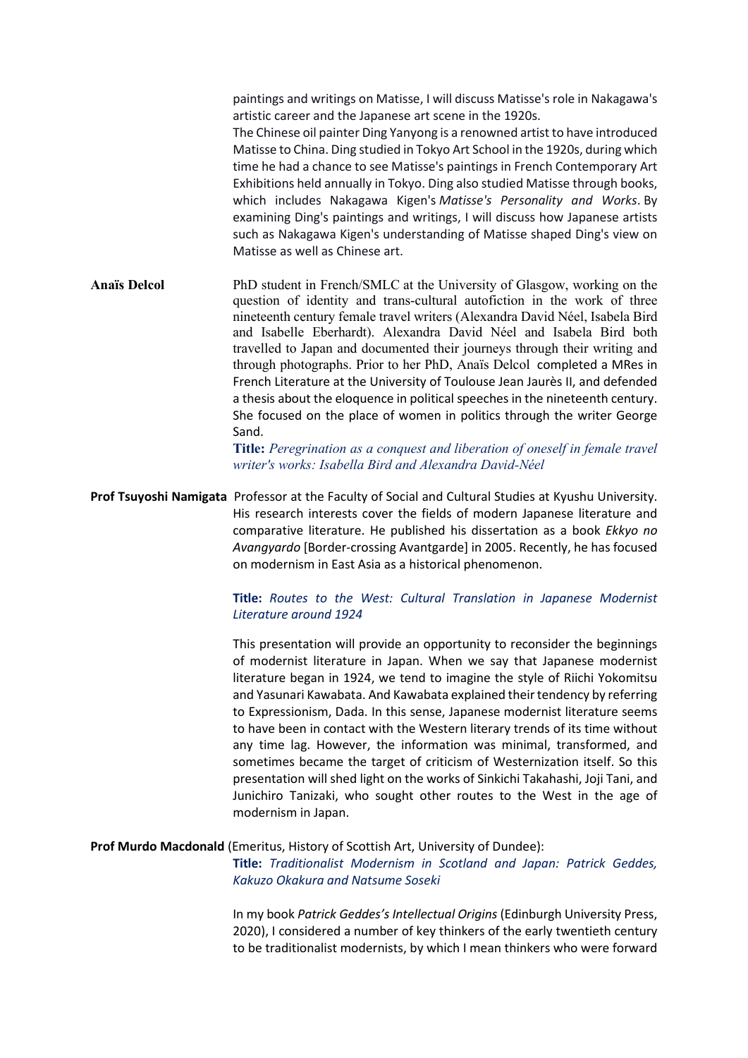paintings and writings on Matisse, I will discuss Matisse's role in Nakagawa's artistic career and the Japanese art scene in the 1920s.
The Chinese oil painter Ding Yanyong is a renowned artist to have introduced Matisse to China. Ding studied in Tokyo Art School in the 1920s, during which time he had a chance to see Matisse's paintings in French Contemporary Art Exhibitions held annually in Tokyo. Ding also studied Matisse through books, which includes Nakagawa Kigen's *Matisse's Personality and Works*. By examining Ding's paintings and writings, I will discuss how Japanese artists such as Nakagawa Kigen's understanding of Matisse shaped Ding's view on Matisse as well as Chinese art.

**Anaïs Delcol** PhD student in French/SMLC at the University of Glasgow, working on the question of identity and trans-cultural autofiction in the work of three nineteenth century female travel writers (Alexandra David Néel, Isabela Bird and Isabelle Eberhardt). Alexandra David Néel and Isabela Bird both travelled to Japan and documented their journeys through their writing and through photographs. Prior to her PhD, Anaïs Delcol completed a MRes in French Literature at the University of Toulouse Jean Jaurès II, and defended a thesis about the eloquence in political speeches in the nineteenth century. She focused on the place of women in politics through the writer George Sand.

**Title:** *Peregrination as a conquest and liberation of oneself in female travel writer's works: Isabella Bird and Alexandra David-Néel*

**Prof Tsuyoshi Namigata** Professor at the Faculty of Social and Cultural Studies at Kyushu University. His research interests cover the fields of modern Japanese literature and comparative literature. He published his dissertation as a book *Ekkyo no Avangyardo* [Border-crossing Avantgarde] in 2005. Recently, he has focused on modernism in East Asia as a historical phenomenon.

**Title:** *Routes to the West: Cultural Translation in Japanese Modernist Literature around 1924*

This presentation will provide an opportunity to reconsider the beginnings of modernist literature in Japan. When we say that Japanese modernist literature began in 1924, we tend to imagine the style of Riichi Yokomitsu and Yasunari Kawabata. And Kawabata explained their tendency by referring to Expressionism, Dada. In this sense, Japanese modernist literature seems to have been in contact with the Western literary trends of its time without any time lag. However, the information was minimal, transformed, and sometimes became the target of criticism of Westernization itself. So this presentation will shed light on the works of Sinkichi Takahashi, Joji Tani, and Junichiro Tanizaki, who sought other routes to the West in the age of modernism in Japan.

**Prof Murdo Macdonald** (Emeritus, History of Scottish Art, University of Dundee):

**Title:** *Traditionalist Modernism in Scotland and Japan: Patrick Geddes, Kakuzo Okakura and Natsume Soseki*

In my book *Patrick Geddes's Intellectual Origins* (Edinburgh University Press, 2020), I considered a number of key thinkers of the early twentieth century to be traditionalist modernists, by which I mean thinkers who were forward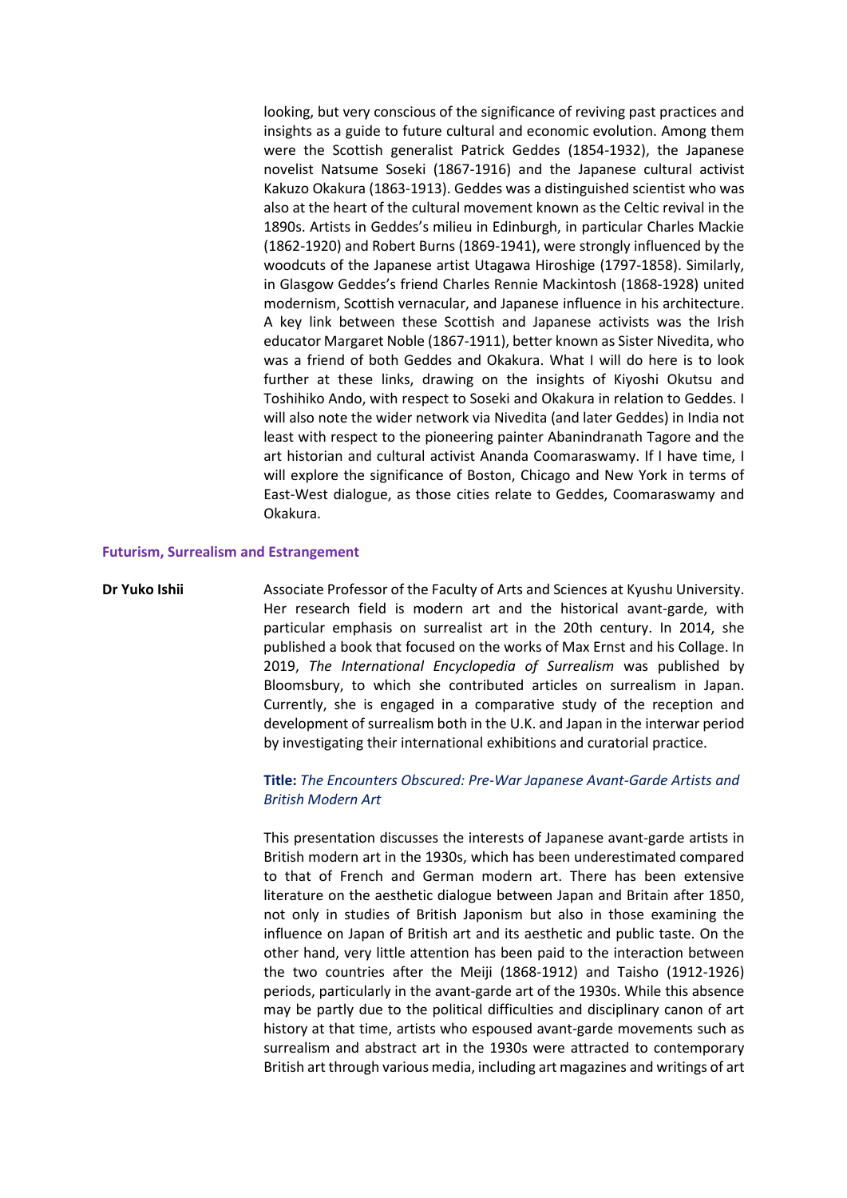looking, but very conscious of the significance of reviving past practices and insights as a guide to future cultural and economic evolution. Among them were the Scottish generalist Patrick Geddes (1854-1932), the Japanese novelist Natsume Soseki (1867-1916) and the Japanese cultural activist Kakuzo Okakura (1863-1913). Geddes was a distinguished scientist who was also at the heart of the cultural movement known as the Celtic revival in the 1890s. Artists in Geddes's milieu in Edinburgh, in particular Charles Mackie (1862-1920) and Robert Burns (1869-1941), were strongly influenced by the woodcuts of the Japanese artist Utagawa Hiroshige (1797-1858). Similarly, in Glasgow Geddes's friend Charles Rennie Mackintosh (1868-1928) united modernism, Scottish vernacular, and Japanese influence in his architecture. A key link between these Scottish and Japanese activists was the Irish educator Margaret Noble (1867-1911), better known as Sister Nivedita, who was a friend of both Geddes and Okakura. What I will do here is to look further at these links, drawing on the insights of Kiyoshi Okutsu and Toshihiko Ando, with respect to Soseki and Okakura in relation to Geddes. I will also note the wider network via Nivedita (and later Geddes) in India not least with respect to the pioneering painter Abanindranath Tagore and the art historian and cultural activist Ananda Coomaraswamy. If I have time, I will explore the significance of Boston, Chicago and New York in terms of East-West dialogue, as those cities relate to Geddes, Coomaraswamy and Okakura.

## Futurism, Surrealism and Estrangement

**Dr Yuko Ishii**

Associate Professor of the Faculty of Arts and Sciences at Kyushu University. Her research field is modern art and the historical avant-garde, with particular emphasis on surrealist art in the 20th century. In 2014, she published a book that focused on the works of Max Ernst and his Collage. In 2019, *The International Encyclopedia of Surrealism* was published by Bloomsbury, to which she contributed articles on surrealism in Japan. Currently, she is engaged in a comparative study of the reception and development of surrealism both in the U.K. and Japan in the interwar period by investigating their international exhibitions and curatorial practice.

**Title:** *The Encounters Obscured: Pre-War Japanese Avant-Garde Artists and British Modern Art*

This presentation discusses the interests of Japanese avant-garde artists in British modern art in the 1930s, which has been underestimated compared to that of French and German modern art. There has been extensive literature on the aesthetic dialogue between Japan and Britain after 1850, not only in studies of British Japonism but also in those examining the influence on Japan of British art and its aesthetic and public taste. On the other hand, very little attention has been paid to the interaction between the two countries after the Meiji (1868-1912) and Taisho (1912-1926) periods, particularly in the avant-garde art of the 1930s. While this absence may be partly due to the political difficulties and disciplinary canon of art history at that time, artists who espoused avant-garde movements such as surrealism and abstract art in the 1930s were attracted to contemporary British art through various media, including art magazines and writings of art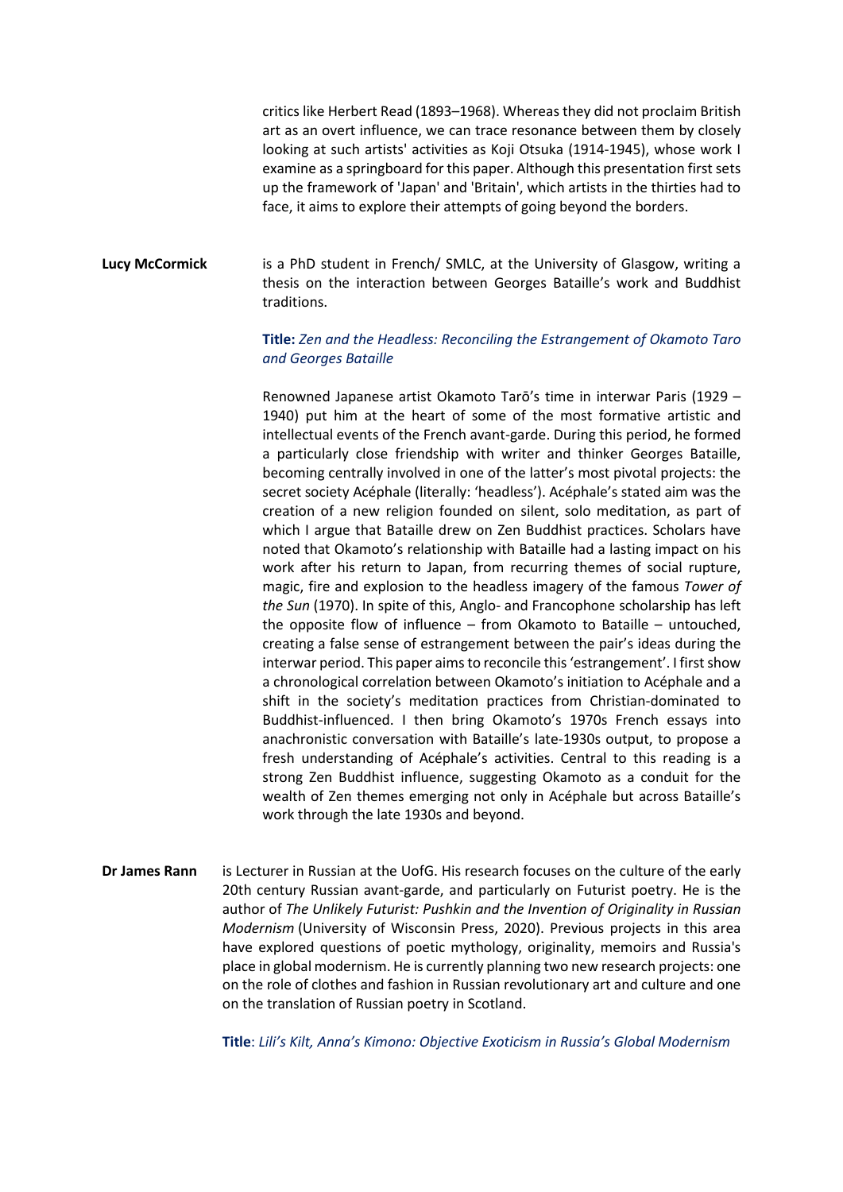critics like Herbert Read (1893–1968). Whereas they did not proclaim British art as an overt influence, we can trace resonance between them by closely looking at such artists' activities as Koji Otsuka (1914-1945), whose work I examine as a springboard for this paper. Although this presentation first sets up the framework of 'Japan' and 'Britain', which artists in the thirties had to face, it aims to explore their attempts of going beyond the borders.

**Lucy McCormick** is a PhD student in French/ SMLC, at the University of Glasgow, writing a thesis on the interaction between Georges Bataille's work and Buddhist traditions.

**Title:** *Zen and the Headless: Reconciling the Estrangement of Okamoto Taro and Georges Bataille*

Renowned Japanese artist Okamoto Tarō's time in interwar Paris (1929 – 1940) put him at the heart of some of the most formative artistic and intellectual events of the French avant-garde. During this period, he formed a particularly close friendship with writer and thinker Georges Bataille, becoming centrally involved in one of the latter's most pivotal projects: the secret society Acéphale (literally: 'headless'). Acéphale's stated aim was the creation of a new religion founded on silent, solo meditation, as part of which I argue that Bataille drew on Zen Buddhist practices. Scholars have noted that Okamoto's relationship with Bataille had a lasting impact on his work after his return to Japan, from recurring themes of social rupture, magic, fire and explosion to the headless imagery of the famous *Tower of the Sun* (1970). In spite of this, Anglo- and Francophone scholarship has left the opposite flow of influence – from Okamoto to Bataille – untouched, creating a false sense of estrangement between the pair's ideas during the interwar period. This paper aims to reconcile this 'estrangement'. I first show a chronological correlation between Okamoto's initiation to Acéphale and a shift in the society's meditation practices from Christian-dominated to Buddhist-influenced. I then bring Okamoto's 1970s French essays into anachronistic conversation with Bataille's late-1930s output, to propose a fresh understanding of Acéphale's activities. Central to this reading is a strong Zen Buddhist influence, suggesting Okamoto as a conduit for the wealth of Zen themes emerging not only in Acéphale but across Bataille's work through the late 1930s and beyond.

**Dr James Rann** is Lecturer in Russian at the UofG. His research focuses on the culture of the early 20th century Russian avant-garde, and particularly on Futurist poetry. He is the author of *The Unlikely Futurist: Pushkin and the Invention of Originality in Russian Modernism* (University of Wisconsin Press, 2020). Previous projects in this area have explored questions of poetic mythology, originality, memoirs and Russia's place in global modernism. He is currently planning two new research projects: one on the role of clothes and fashion in Russian revolutionary art and culture and one on the translation of Russian poetry in Scotland.

**Title**: *Lili's Kilt, Anna's Kimono: Objective Exoticism in Russia's Global Modernism*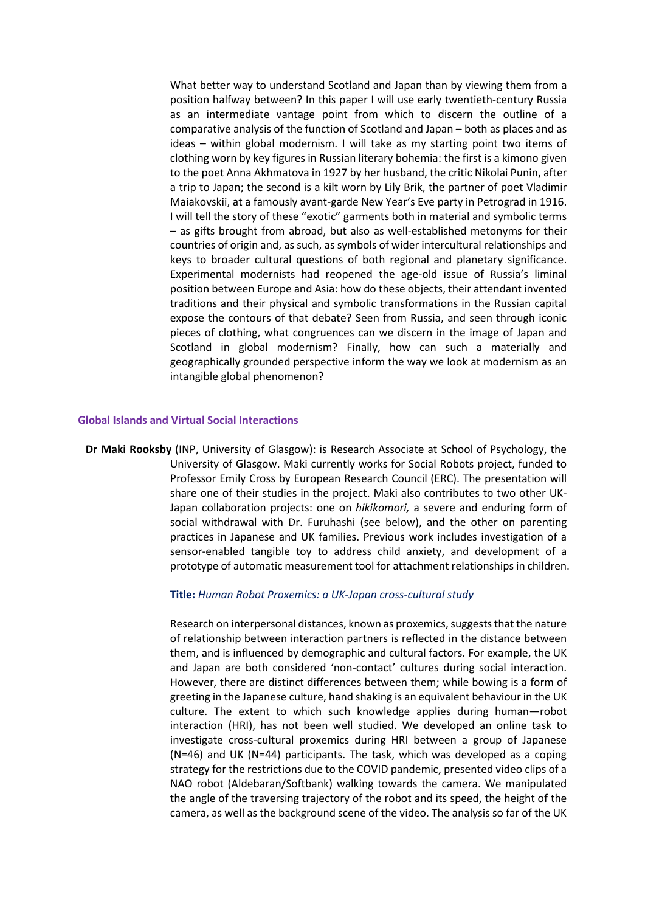What better way to understand Scotland and Japan than by viewing them from a position halfway between? In this paper I will use early twentieth-century Russia as an intermediate vantage point from which to discern the outline of a comparative analysis of the function of Scotland and Japan – both as places and as ideas – within global modernism. I will take as my starting point two items of clothing worn by key figures in Russian literary bohemia: the first is a kimono given to the poet Anna Akhmatova in 1927 by her husband, the critic Nikolai Punin, after a trip to Japan; the second is a kilt worn by Lily Brik, the partner of poet Vladimir Maiakovskii, at a famously avant-garde New Year's Eve party in Petrograd in 1916. I will tell the story of these "exotic" garments both in material and symbolic terms – as gifts brought from abroad, but also as well-established metonyms for their countries of origin and, as such, as symbols of wider intercultural relationships and keys to broader cultural questions of both regional and planetary significance. Experimental modernists had reopened the age-old issue of Russia's liminal position between Europe and Asia: how do these objects, their attendant invented traditions and their physical and symbolic transformations in the Russian capital expose the contours of that debate? Seen from Russia, and seen through iconic pieces of clothing, what congruences can we discern in the image of Japan and Scotland in global modernism? Finally, how can such a materially and geographically grounded perspective inform the way we look at modernism as an intangible global phenomenon?

### Global Islands and Virtual Social Interactions

**Dr Maki Rooksby** (INP, University of Glasgow): is Research Associate at School of Psychology, the University of Glasgow. Maki currently works for Social Robots project, funded to Professor Emily Cross by European Research Council (ERC). The presentation will share one of their studies in the project. Maki also contributes to two other UK-Japan collaboration projects: one on *hikikomori,* a severe and enduring form of social withdrawal with Dr. Furuhashi (see below), and the other on parenting practices in Japanese and UK families. Previous work includes investigation of a sensor-enabled tangible toy to address child anxiety, and development of a prototype of automatic measurement tool for attachment relationships in children.

**Title:** *Human Robot Proxemics: a UK-Japan cross-cultural study*

Research on interpersonal distances, known as proxemics, suggests that the nature of relationship between interaction partners is reflected in the distance between them, and is influenced by demographic and cultural factors. For example, the UK and Japan are both considered 'non-contact' cultures during social interaction. However, there are distinct differences between them; while bowing is a form of greeting in the Japanese culture, hand shaking is an equivalent behaviour in the UK culture. The extent to which such knowledge applies during human—robot interaction (HRI), has not been well studied. We developed an online task to investigate cross-cultural proxemics during HRI between a group of Japanese (N=46) and UK (N=44) participants. The task, which was developed as a coping strategy for the restrictions due to the COVID pandemic, presented video clips of a NAO robot (Aldebaran/Softbank) walking towards the camera. We manipulated the angle of the traversing trajectory of the robot and its speed, the height of the camera, as well as the background scene of the video. The analysis so far of the UK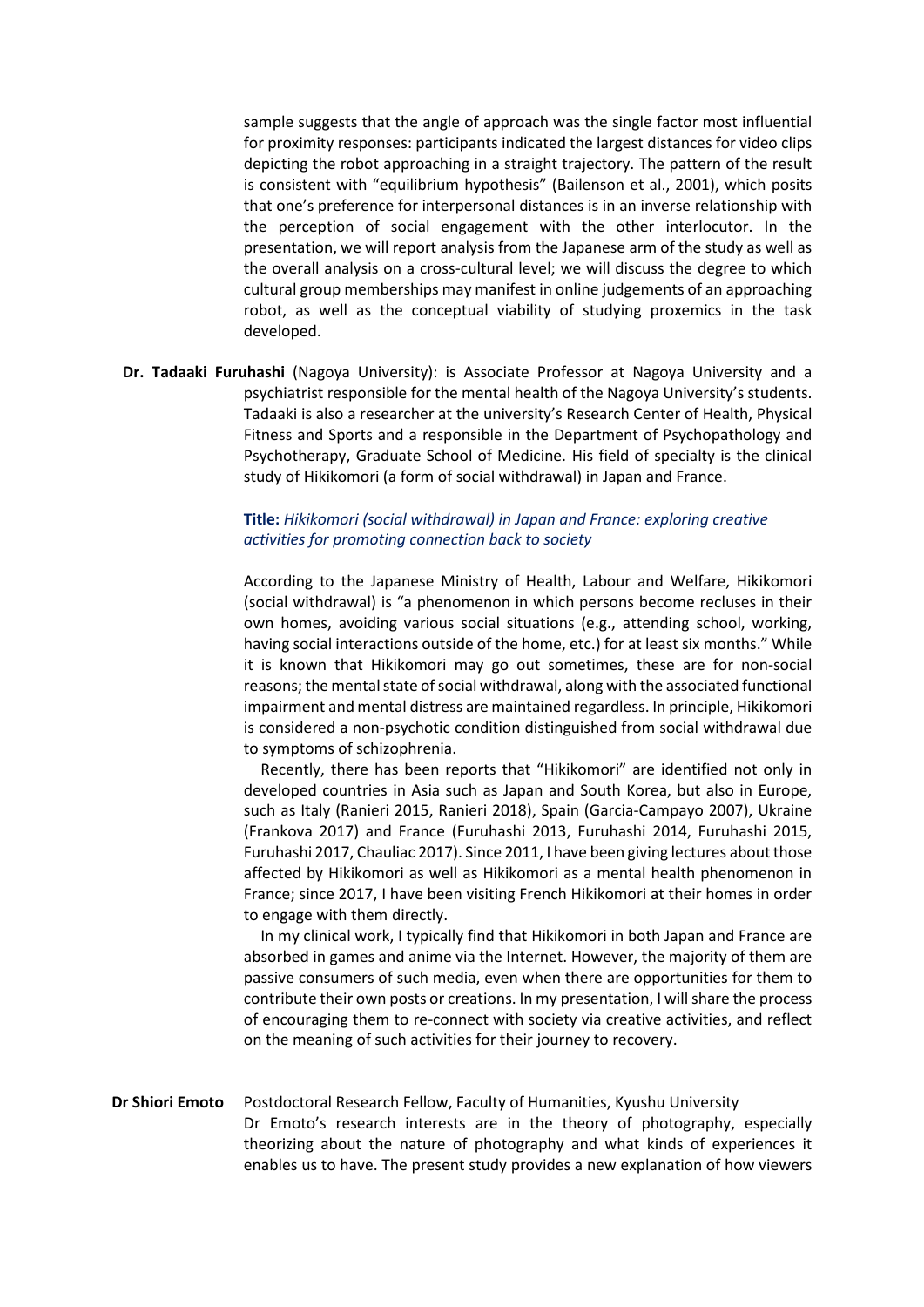sample suggests that the angle of approach was the single factor most influential for proximity responses: participants indicated the largest distances for video clips depicting the robot approaching in a straight trajectory. The pattern of the result is consistent with "equilibrium hypothesis" (Bailenson et al., 2001), which posits that one's preference for interpersonal distances is in an inverse relationship with the perception of social engagement with the other interlocutor. In the presentation, we will report analysis from the Japanese arm of the study as well as the overall analysis on a cross-cultural level; we will discuss the degree to which cultural group memberships may manifest in online judgements of an approaching robot, as well as the conceptual viability of studying proxemics in the task developed.

**Dr. Tadaaki Furuhashi** (Nagoya University): is Associate Professor at Nagoya University and a psychiatrist responsible for the mental health of the Nagoya University's students. Tadaaki is also a researcher at the university's Research Center of Health, Physical Fitness and Sports and a responsible in the Department of Psychopathology and Psychotherapy, Graduate School of Medicine. His field of specialty is the clinical study of Hikikomori (a form of social withdrawal) in Japan and France.

**Title:** *Hikikomori (social withdrawal) in Japan and France: exploring creative activities for promoting connection back to society*

According to the Japanese Ministry of Health, Labour and Welfare, Hikikomori (social withdrawal) is "a phenomenon in which persons become recluses in their own homes, avoiding various social situations (e.g., attending school, working, having social interactions outside of the home, etc.) for at least six months." While it is known that Hikikomori may go out sometimes, these are for non-social reasons; the mental state of social withdrawal, along with the associated functional impairment and mental distress are maintained regardless. In principle, Hikikomori is considered a non-psychotic condition distinguished from social withdrawal due to symptoms of schizophrenia.

Recently, there has been reports that "Hikikomori" are identified not only in developed countries in Asia such as Japan and South Korea, but also in Europe, such as Italy (Ranieri 2015, Ranieri 2018), Spain (Garcia-Campayo 2007), Ukraine (Frankova 2017) and France (Furuhashi 2013, Furuhashi 2014, Furuhashi 2015, Furuhashi 2017, Chauliac 2017). Since 2011, I have been giving lectures about those affected by Hikikomori as well as Hikikomori as a mental health phenomenon in France; since 2017, I have been visiting French Hikikomori at their homes in order to engage with them directly.

In my clinical work, I typically find that Hikikomori in both Japan and France are absorbed in games and anime via the Internet. However, the majority of them are passive consumers of such media, even when there are opportunities for them to contribute their own posts or creations. In my presentation, I will share the process of encouraging them to re-connect with society via creative activities, and reflect on the meaning of such activities for their journey to recovery.

**Dr Shiori Emoto** Postdoctoral Research Fellow, Faculty of Humanities, Kyushu University

Dr Emoto's research interests are in the theory of photography, especially theorizing about the nature of photography and what kinds of experiences it enables us to have. The present study provides a new explanation of how viewers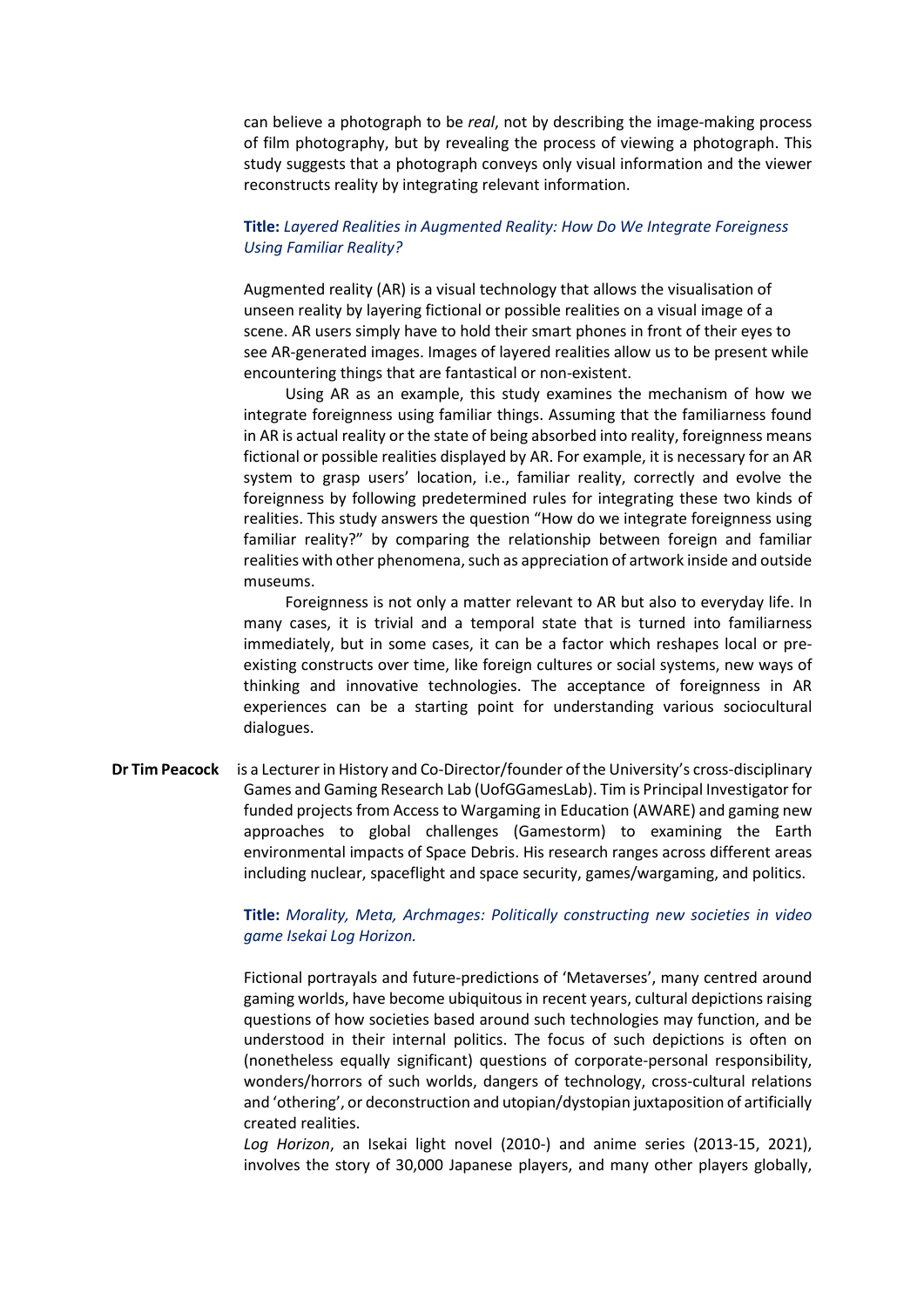can believe a photograph to be *real*, not by describing the image-making process of film photography, but by revealing the process of viewing a photograph. This study suggests that a photograph conveys only visual information and the viewer reconstructs reality by integrating relevant information.

**Title:** *Layered Realities in Augmented Reality: How Do We Integrate Foreigness Using Familiar Reality?*

Augmented reality (AR) is a visual technology that allows the visualisation of unseen reality by layering fictional or possible realities on a visual image of a scene. AR users simply have to hold their smart phones in front of their eyes to see AR-generated images. Images of layered realities allow us to be present while encountering things that are fantastical or non-existent.

Using AR as an example, this study examines the mechanism of how we integrate foreignness using familiar things. Assuming that the familiarness found in AR is actual reality or the state of being absorbed into reality, foreignness means fictional or possible realities displayed by AR. For example, it is necessary for an AR system to grasp users' location, i.e., familiar reality, correctly and evolve the foreignness by following predetermined rules for integrating these two kinds of realities. This study answers the question "How do we integrate foreignness using familiar reality?" by comparing the relationship between foreign and familiar realities with other phenomena, such as appreciation of artwork inside and outside museums.

Foreignness is not only a matter relevant to AR but also to everyday life. In many cases, it is trivial and a temporal state that is turned into familiarness immediately, but in some cases, it can be a factor which reshapes local or pre-existing constructs over time, like foreign cultures or social systems, new ways of thinking and innovative technologies. The acceptance of foreignness in AR experiences can be a starting point for understanding various sociocultural dialogues.

**Dr Tim Peacock** is a Lecturer in History and Co-Director/founder of the University's cross-disciplinary Games and Gaming Research Lab (UofGGamesLab). Tim is Principal Investigator for funded projects from Access to Wargaming in Education (AWARE) and gaming new approaches to global challenges (Gamestorm) to examining the Earth environmental impacts of Space Debris. His research ranges across different areas including nuclear, spaceflight and space security, games/wargaming, and politics.

**Title:** *Morality, Meta, Archmages: Politically constructing new societies in video game Isekai Log Horizon.*

Fictional portrayals and future-predictions of 'Metaverses', many centred around gaming worlds, have become ubiquitous in recent years, cultural depictions raising questions of how societies based around such technologies may function, and be understood in their internal politics. The focus of such depictions is often on (nonetheless equally significant) questions of corporate-personal responsibility, wonders/horrors of such worlds, dangers of technology, cross-cultural relations and 'othering', or deconstruction and utopian/dystopian juxtaposition of artificially created realities.

*Log Horizon*, an Isekai light novel (2010-) and anime series (2013-15, 2021), involves the story of 30,000 Japanese players, and many other players globally,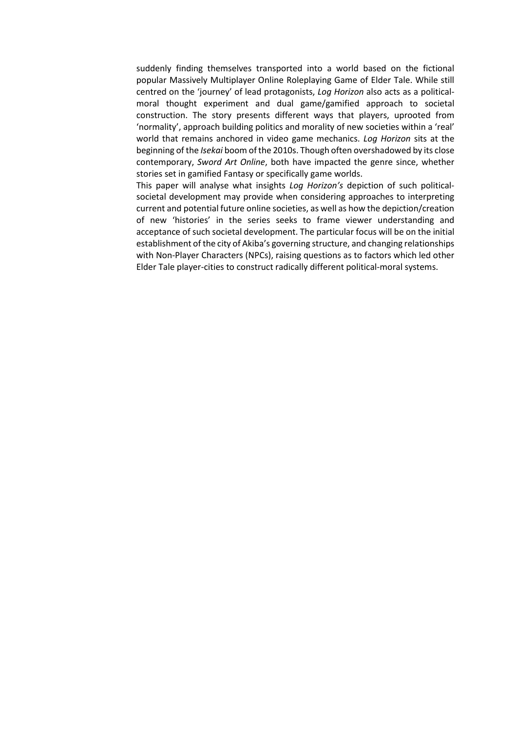suddenly finding themselves transported into a world based on the fictional popular Massively Multiplayer Online Roleplaying Game of Elder Tale. While still centred on the 'journey' of lead protagonists, *Log Horizon* also acts as a political-moral thought experiment and dual game/gamified approach to societal construction. The story presents different ways that players, uprooted from 'normality', approach building politics and morality of new societies within a 'real' world that remains anchored in video game mechanics. *Log Horizon* sits at the beginning of the *Isekai* boom of the 2010s. Though often overshadowed by its close contemporary, *Sword Art Online*, both have impacted the genre since, whether stories set in gamified Fantasy or specifically game worlds.

This paper will analyse what insights *Log Horizon's* depiction of such political-societal development may provide when considering approaches to interpreting current and potential future online societies, as well as how the depiction/creation of new 'histories' in the series seeks to frame viewer understanding and acceptance of such societal development. The particular focus will be on the initial establishment of the city of Akiba's governing structure, and changing relationships with Non-Player Characters (NPCs), raising questions as to factors which led other Elder Tale player-cities to construct radically different political-moral systems.